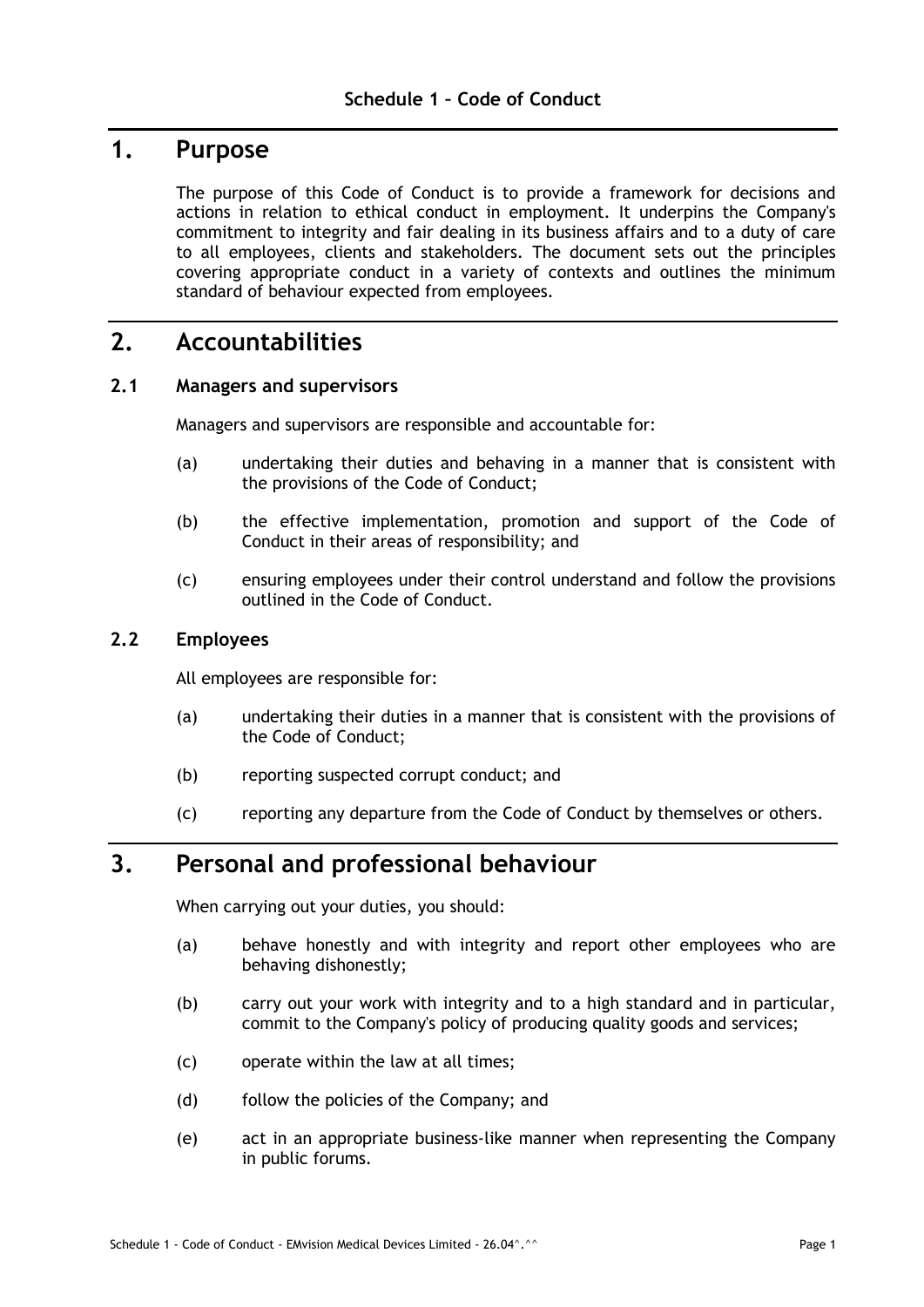# Schedule 1 – Code of Conduct

## 1. Purpose

The purpose of this Code of Conduct is to provide a framework for decisions and actions in relation to ethical conduct in employment. It underpins the Company's commitment to integrity and fair dealing in its business affairs and to a duty of care to all employees, clients and stakeholders. The document sets out the principles covering appropriate conduct in a variety of contexts and outlines the minimum standard of behaviour expected from employees.

## 2. Accountabilities

### 2.1 Managers and supervisors

Managers and supervisors are responsible and accountable for:

(a) undertaking their duties and behaving in a manner that is consistent with the provisions of the Code of Conduct;

(b) the effective implementation, promotion and support of the Code of Conduct in their areas of responsibility; and

(c) ensuring employees under their control understand and follow the provisions outlined in the Code of Conduct.

### 2.2 Employees

All employees are responsible for:

(a) undertaking their duties in a manner that is consistent with the provisions of the Code of Conduct;

(b) reporting suspected corrupt conduct; and

(c) reporting any departure from the Code of Conduct by themselves or others.

## 3. Personal and professional behaviour

When carrying out your duties, you should:

(a) behave honestly and with integrity and report other employees who are behaving dishonestly;

(b) carry out your work with integrity and to a high standard and in particular, commit to the Company's policy of producing quality goods and services;

(c) operate within the law at all times;

(d) follow the policies of the Company; and

(e) act in an appropriate business-like manner when representing the Company in public forums.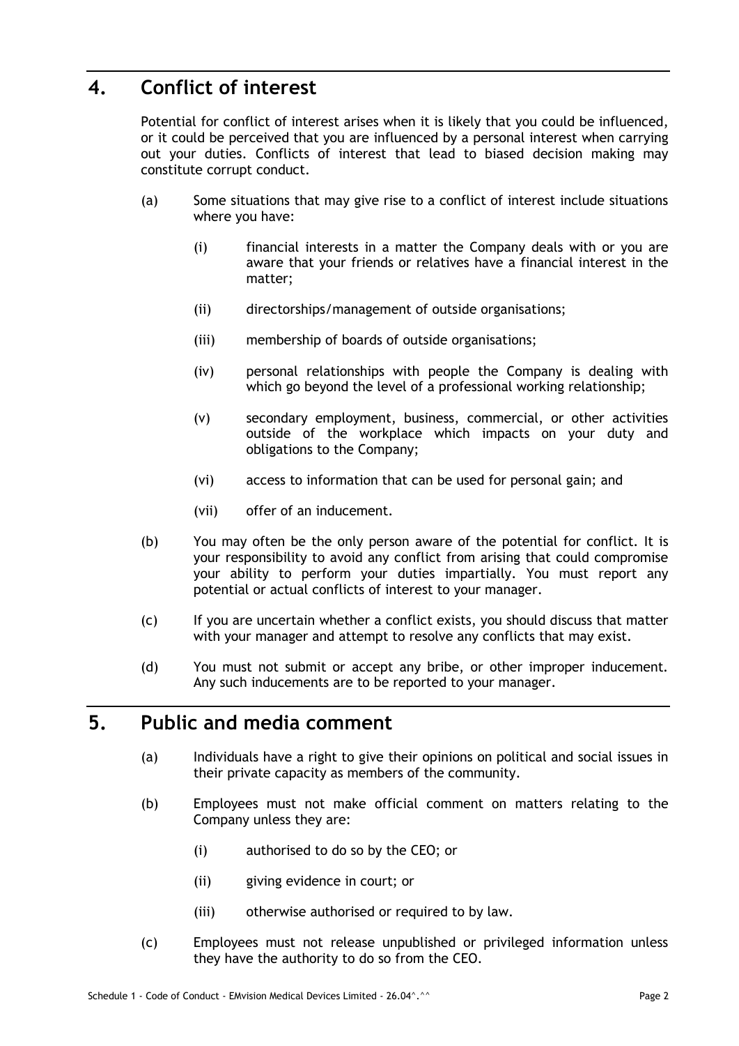## 4. Conflict of interest

Potential for conflict of interest arises when it is likely that you could be influenced, or it could be perceived that you are influenced by a personal interest when carrying out your duties. Conflicts of interest that lead to biased decision making may constitute corrupt conduct.

(a) Some situations that may give rise to a conflict of interest include situations where you have:

  (i) financial interests in a matter the Company deals with or you are aware that your friends or relatives have a financial interest in the matter;

  (ii) directorships/management of outside organisations;

  (iii) membership of boards of outside organisations;

  (iv) personal relationships with people the Company is dealing with which go beyond the level of a professional working relationship;

  (v) secondary employment, business, commercial, or other activities outside of the workplace which impacts on your duty and obligations to the Company;

  (vi) access to information that can be used for personal gain; and

  (vii) offer of an inducement.

(b) You may often be the only person aware of the potential for conflict. It is your responsibility to avoid any conflict from arising that could compromise your ability to perform your duties impartially. You must report any potential or actual conflicts of interest to your manager.

(c) If you are uncertain whether a conflict exists, you should discuss that matter with your manager and attempt to resolve any conflicts that may exist.

(d) You must not submit or accept any bribe, or other improper inducement. Any such inducements are to be reported to your manager.

## 5. Public and media comment

(a) Individuals have a right to give their opinions on political and social issues in their private capacity as members of the community.

(b) Employees must not make official comment on matters relating to the Company unless they are:

  (i) authorised to do so by the CEO; or

  (ii) giving evidence in court; or

  (iii) otherwise authorised or required to by law.

(c) Employees must not release unpublished or privileged information unless they have the authority to do so from the CEO.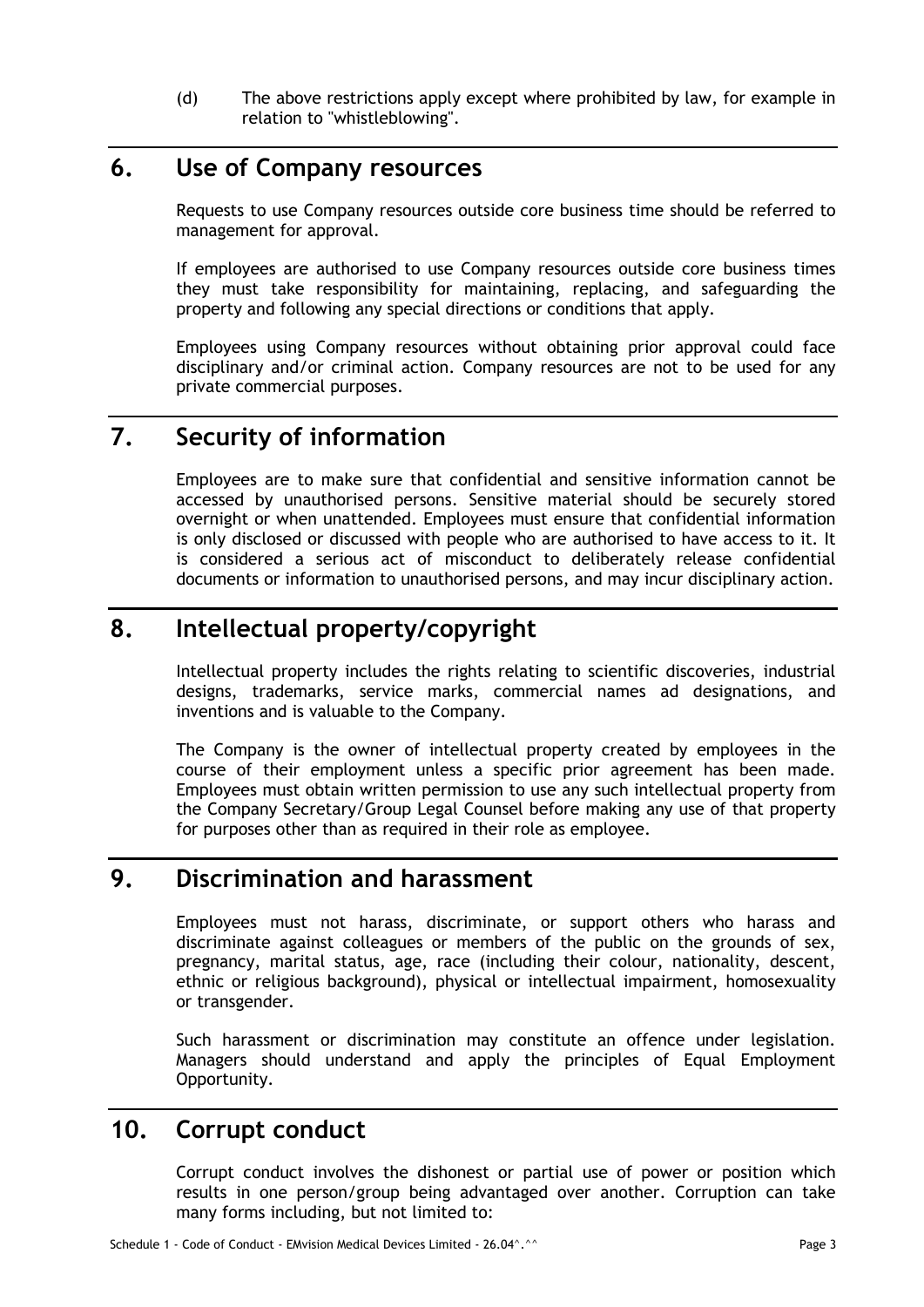(d) The above restrictions apply except where prohibited by law, for example in relation to "whistleblowing".

## 6. Use of Company resources

Requests to use Company resources outside core business time should be referred to management for approval.

If employees are authorised to use Company resources outside core business times they must take responsibility for maintaining, replacing, and safeguarding the property and following any special directions or conditions that apply.

Employees using Company resources without obtaining prior approval could face disciplinary and/or criminal action. Company resources are not to be used for any private commercial purposes.

## 7. Security of information

Employees are to make sure that confidential and sensitive information cannot be accessed by unauthorised persons. Sensitive material should be securely stored overnight or when unattended. Employees must ensure that confidential information is only disclosed or discussed with people who are authorised to have access to it. It is considered a serious act of misconduct to deliberately release confidential documents or information to unauthorised persons, and may incur disciplinary action.

## 8. Intellectual property/copyright

Intellectual property includes the rights relating to scientific discoveries, industrial designs, trademarks, service marks, commercial names ad designations, and inventions and is valuable to the Company.

The Company is the owner of intellectual property created by employees in the course of their employment unless a specific prior agreement has been made. Employees must obtain written permission to use any such intellectual property from the Company Secretary/Group Legal Counsel before making any use of that property for purposes other than as required in their role as employee.

## 9. Discrimination and harassment

Employees must not harass, discriminate, or support others who harass and discriminate against colleagues or members of the public on the grounds of sex, pregnancy, marital status, age, race (including their colour, nationality, descent, ethnic or religious background), physical or intellectual impairment, homosexuality or transgender.

Such harassment or discrimination may constitute an offence under legislation. Managers should understand and apply the principles of Equal Employment Opportunity.

## 10. Corrupt conduct

Corrupt conduct involves the dishonest or partial use of power or position which results in one person/group being advantaged over another. Corruption can take many forms including, but not limited to: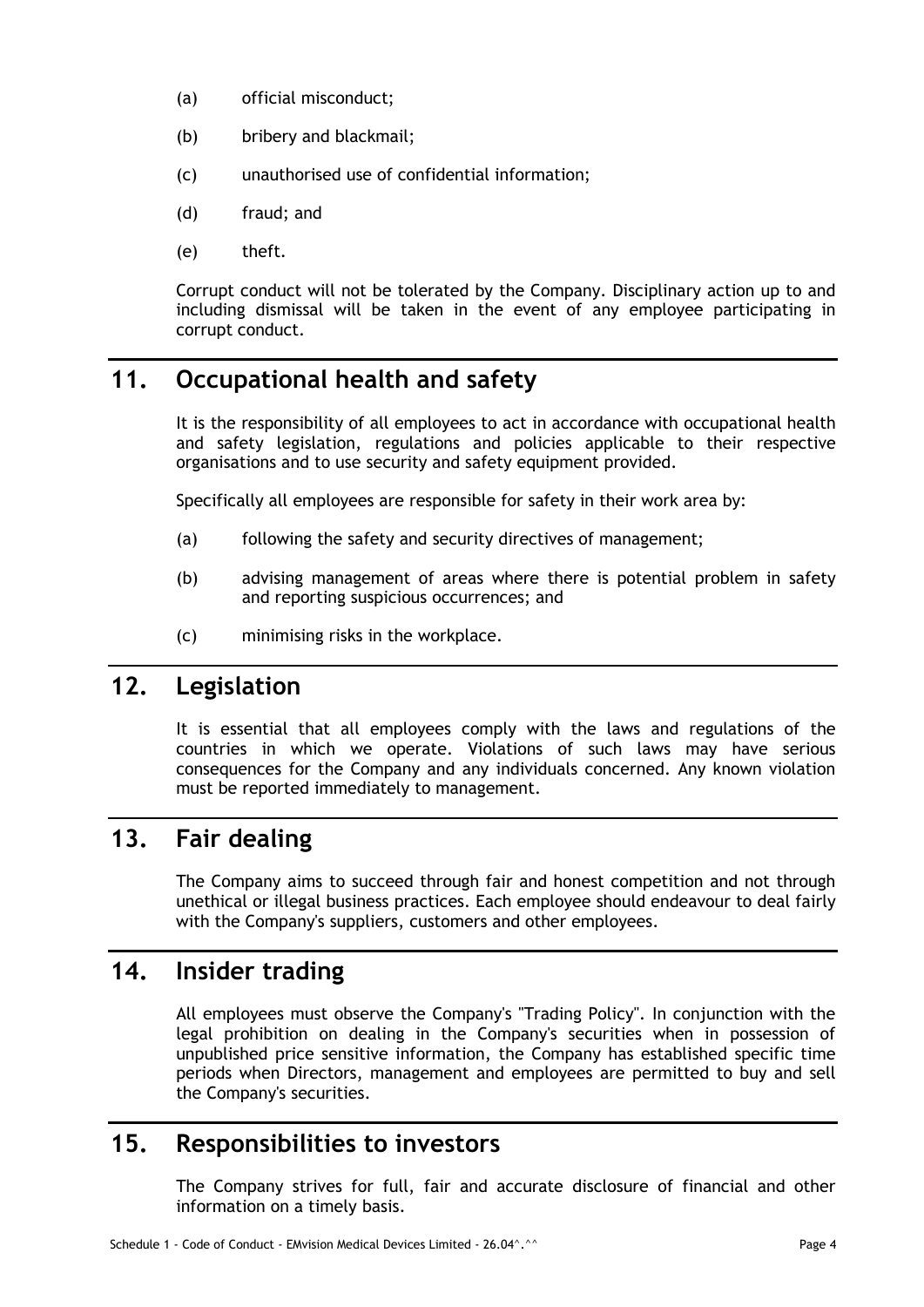(a) official misconduct;

(b) bribery and blackmail;

(c) unauthorised use of confidential information;

(d) fraud; and

(e) theft.

Corrupt conduct will not be tolerated by the Company. Disciplinary action up to and including dismissal will be taken in the event of any employee participating in corrupt conduct.

## 11. Occupational health and safety

It is the responsibility of all employees to act in accordance with occupational health and safety legislation, regulations and policies applicable to their respective organisations and to use security and safety equipment provided.

Specifically all employees are responsible for safety in their work area by:

(a) following the safety and security directives of management;

(b) advising management of areas where there is potential problem in safety and reporting suspicious occurrences; and

(c) minimising risks in the workplace.

## 12. Legislation

It is essential that all employees comply with the laws and regulations of the countries in which we operate. Violations of such laws may have serious consequences for the Company and any individuals concerned. Any known violation must be reported immediately to management.

## 13. Fair dealing

The Company aims to succeed through fair and honest competition and not through unethical or illegal business practices. Each employee should endeavour to deal fairly with the Company's suppliers, customers and other employees.

## 14. Insider trading

All employees must observe the Company's "Trading Policy". In conjunction with the legal prohibition on dealing in the Company's securities when in possession of unpublished price sensitive information, the Company has established specific time periods when Directors, management and employees are permitted to buy and sell the Company's securities.

## 15. Responsibilities to investors

The Company strives for full, fair and accurate disclosure of financial and other information on a timely basis.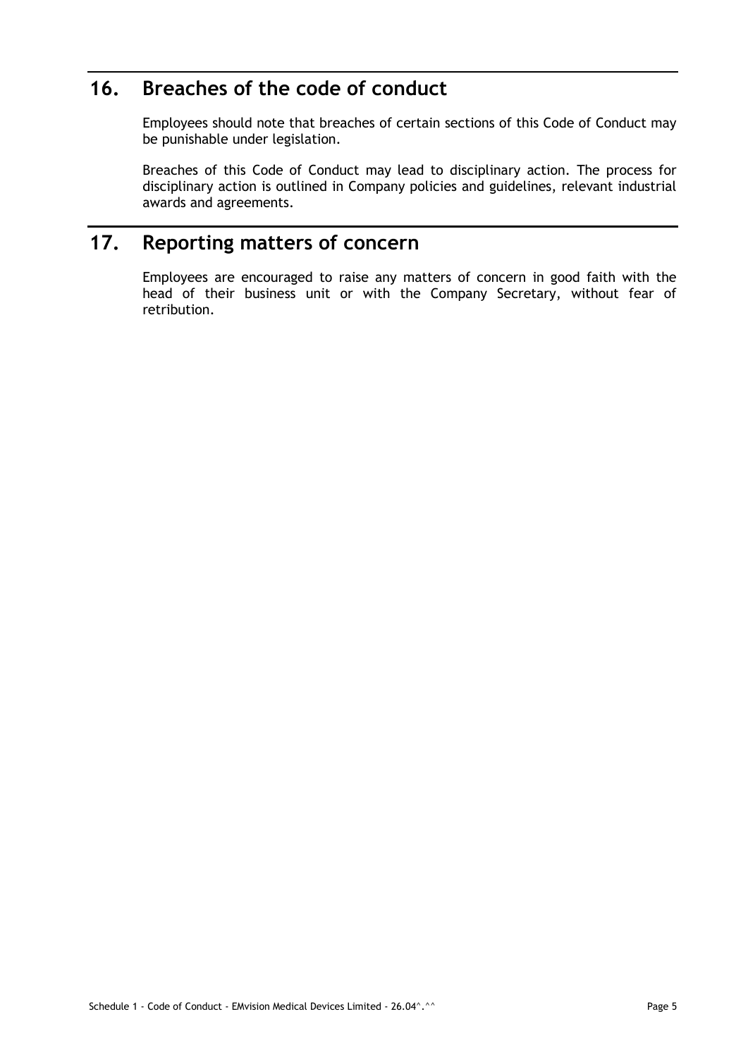## 16. Breaches of the code of conduct

Employees should note that breaches of certain sections of this Code of Conduct may be punishable under legislation.

Breaches of this Code of Conduct may lead to disciplinary action. The process for disciplinary action is outlined in Company policies and guidelines, relevant industrial awards and agreements.

## 17. Reporting matters of concern

Employees are encouraged to raise any matters of concern in good faith with the head of their business unit or with the Company Secretary, without fear of retribution.